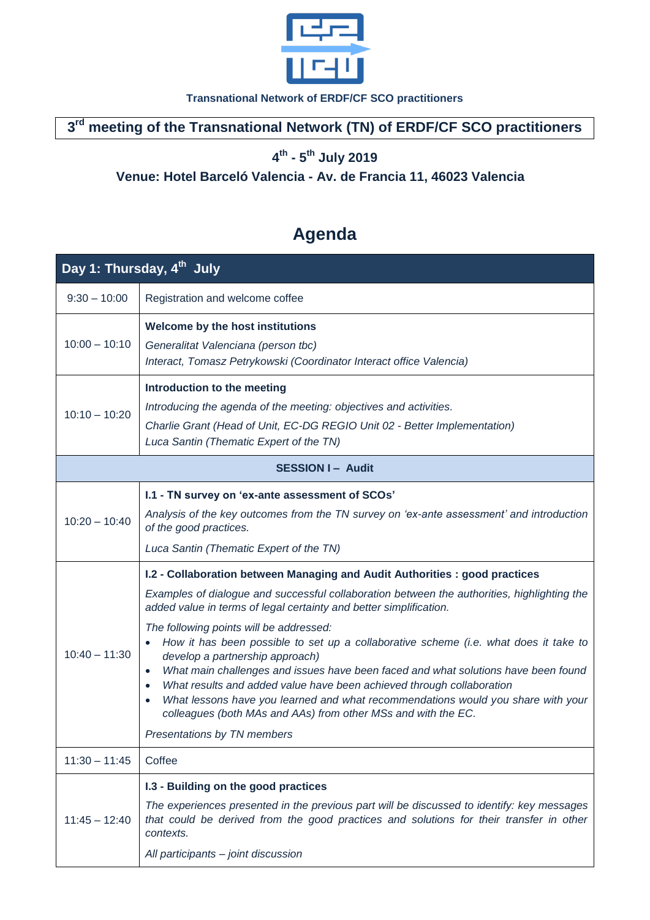Transnational Network of ERDF/CF SCO practitioners

# 3rd meeting of the Transnational Network (TN) of ERDF/CF SCO practitioners

## 4th - 5th July 2019

## Venue: Hotel Barceló Valencia - Av. de Francia 11, 46023 Valencia

# Agenda

| Day 1: Thursday, 4th July | |
|---|---|
| 9:30 – 10:00 | Registration and welcome coffee |
| 10:00 – 10:10 | **Welcome by the host institutions**<br>*Generalitat Valenciana (person tbc)*<br>*Interact, Tomasz Petrykowski (Coordinator Interact office Valencia)* |
| 10:10 – 10:20 | **Introduction to the meeting**<br>*Introducing the agenda of the meeting: objectives and activities.*<br>*Charlie Grant (Head of Unit, EC-DG REGIO Unit 02 - Better Implementation)*<br>*Luca Santin (Thematic Expert of the TN)* |
| **SESSION I – Audit** | |
| 10:20 – 10:40 | **I.1 - TN survey on 'ex-ante assessment of SCOs'**<br>*Analysis of the key outcomes from the TN survey on 'ex-ante assessment' and introduction of the good practices.*<br>*Luca Santin (Thematic Expert of the TN)* |
| 10:40 – 11:30 | **I.2 - Collaboration between Managing and Audit Authorities : good practices**<br>*Examples of dialogue and successful collaboration between the authorities, highlighting the added value in terms of legal certainty and better simplification.*<br>*The following points will be addressed:*<br>• *How it has been possible to set up a collaborative scheme (i.e. what does it take to develop a partnership approach)*<br>• *What main challenges and issues have been faced and what solutions have been found*<br>• *What results and added value have been achieved through collaboration*<br>• *What lessons have you learned and what recommendations would you share with your colleagues (both MAs and AAs) from other MSs and with the EC.*<br>*Presentations by TN members* |
| 11:30 – 11:45 | Coffee |
| 11:45 – 12:40 | **I.3 - Building on the good practices**<br>*The experiences presented in the previous part will be discussed to identify: key messages that could be derived from the good practices and solutions for their transfer in other contexts.*<br>*All participants – joint discussion* |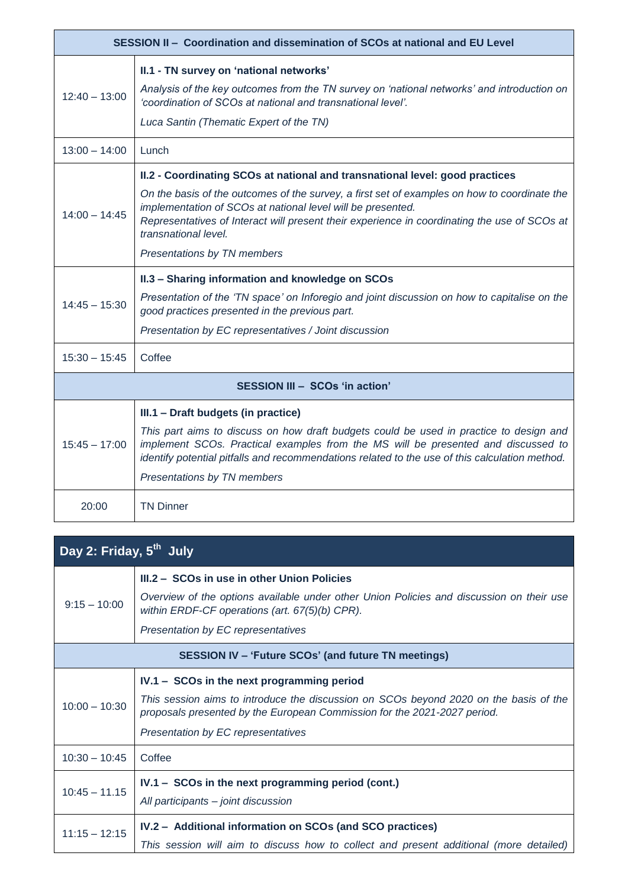| SESSION II – Coordination and dissemination of SCOs at national and EU Level | |
|---|---|
| 12:40 – 13:00 | **II.1 - TN survey on 'national networks'**<br>*Analysis of the key outcomes from the TN survey on 'national networks' and introduction on 'coordination of SCOs at national and transnational level'.*<br>*Luca Santin (Thematic Expert of the TN)* |
| 13:00 – 14:00 | Lunch |
| 14:00 – 14:45 | **II.2 - Coordinating SCOs at national and transnational level: good practices**<br>*On the basis of the outcomes of the survey, a first set of examples on how to coordinate the implementation of SCOs at national level will be presented.*<br>*Representatives of Interact will present their experience in coordinating the use of SCOs at transnational level.*<br>*Presentations by TN members* |
| 14:45 – 15:30 | **II.3 – Sharing information and knowledge on SCOs**<br>*Presentation of the 'TN space' on Inforegio and joint discussion on how to capitalise on the good practices presented in the previous part.*<br>*Presentation by EC representatives / Joint discussion* |
| 15:30 – 15:45 | Coffee |
| **SESSION III – SCOs 'in action'** | |
| 15:45 – 17:00 | **III.1 – Draft budgets (in practice)**<br>*This part aims to discuss on how draft budgets could be used in practice to design and implement SCOs. Practical examples from the MS will be presented and discussed to identify potential pitfalls and recommendations related to the use of this calculation method.*<br>*Presentations by TN members* |
| 20:00 | TN Dinner |

| Day 2: Friday, 5th July | |
|---|---|
| 9:15 – 10:00 | **III.2 – SCOs in use in other Union Policies**<br>*Overview of the options available under other Union Policies and discussion on their use within ERDF-CF operations (art. 67(5)(b) CPR).*<br>*Presentation by EC representatives* |
| **SESSION IV – 'Future SCOs' (and future TN meetings)** | |
| 10:00 – 10:30 | **IV.1 – SCOs in the next programming period**<br>*This session aims to introduce the discussion on SCOs beyond 2020 on the basis of the proposals presented by the European Commission for the 2021-2027 period.*<br>*Presentation by EC representatives* |
| 10:30 – 10:45 | Coffee |
| 10:45 – 11.15 | **IV.1 – SCOs in the next programming period (cont.)**<br>*All participants – joint discussion* |
| 11:15 – 12:15 | **IV.2 – Additional information on SCOs (and SCO practices)**<br>*This session will aim to discuss how to collect and present additional (more detailed)* |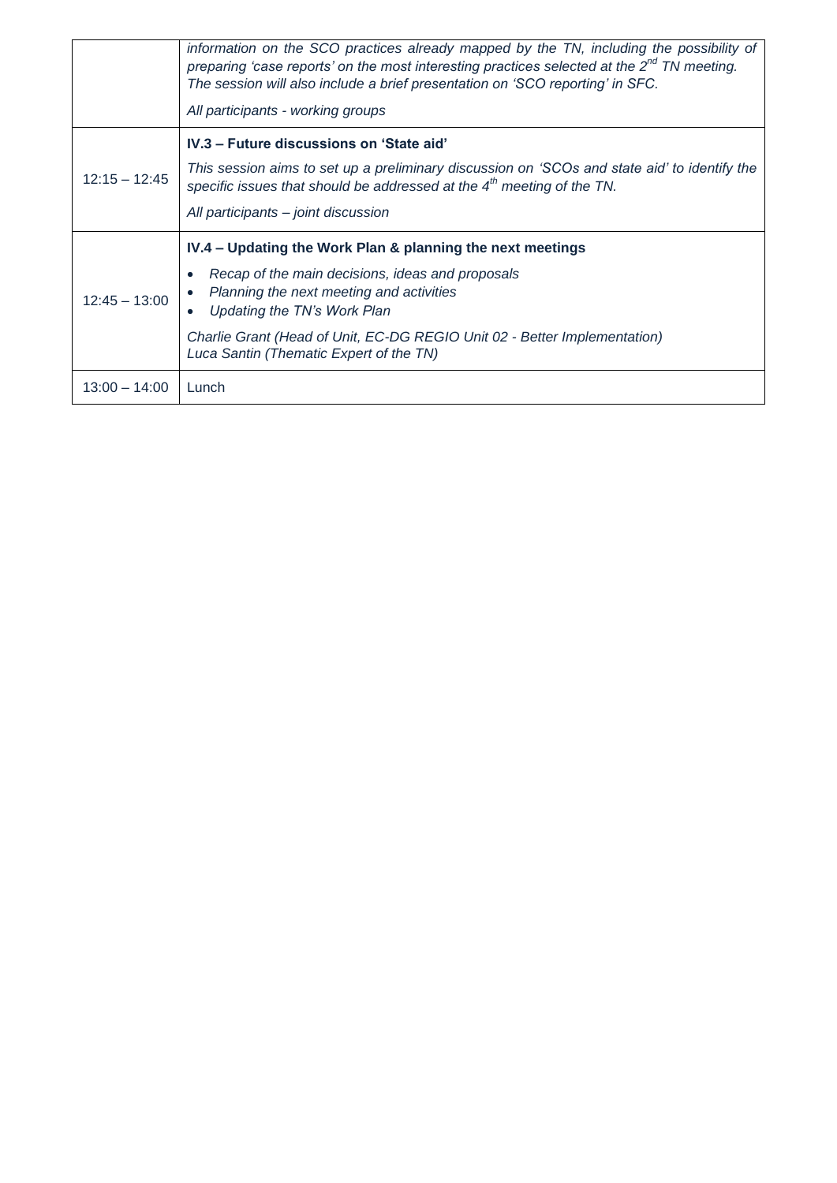| | |
|---|---|
| | *information on the SCO practices already mapped by the TN, including the possibility of preparing 'case reports' on the most interesting practices selected at the 2nd TN meeting. The session will also include a brief presentation on 'SCO reporting' in SFC.*<br><br>*All participants - working groups* |
| 12:15 – 12:45 | **IV.3 – Future discussions on 'State aid'**<br><br>*This session aims to set up a preliminary discussion on 'SCOs and state aid' to identify the specific issues that should be addressed at the 4th meeting of the TN.*<br><br>*All participants – joint discussion* |
| 12:45 – 13:00 | **IV.4 – Updating the Work Plan & planning the next meetings**<br><br>• *Recap of the main decisions, ideas and proposals*<br>• *Planning the next meeting and activities*<br>• *Updating the TN's Work Plan*<br><br>*Charlie Grant (Head of Unit, EC-DG REGIO Unit 02 - Better Implementation)*<br>*Luca Santin (Thematic Expert of the TN)* |
| 13:00 – 14:00 | Lunch |